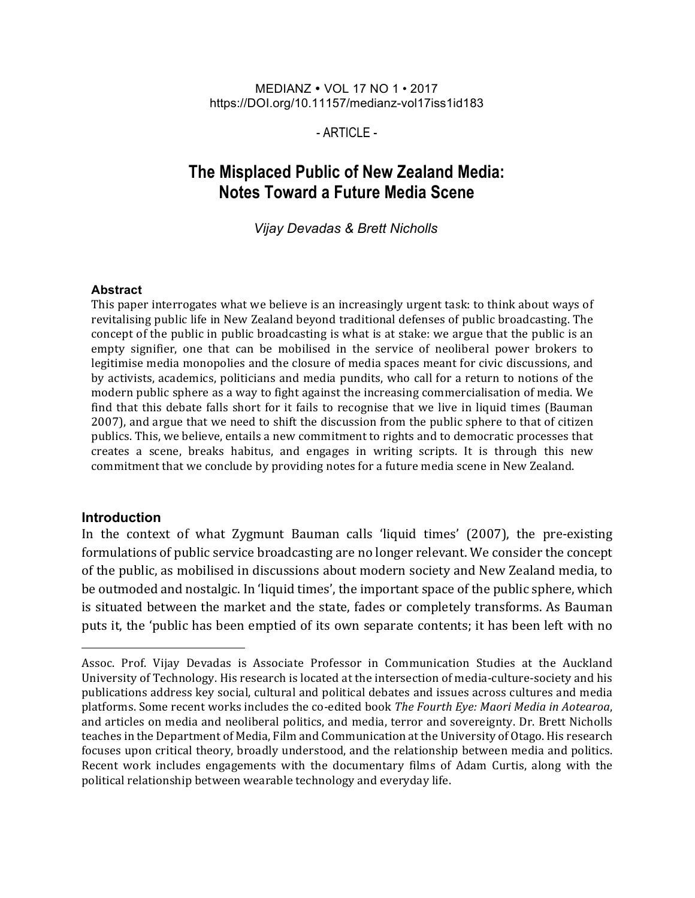MEDIANZ • VOL 17 NO 1 • 2017
https://DOI.org/10.11157/medianz-vol17iss1id183

- ARTICLE -

# The Misplaced Public of New Zealand Media: Notes Toward a Future Media Scene

*Vijay Devadas & Brett Nicholls*

### Abstract

This paper interrogates what we believe is an increasingly urgent task: to think about ways of revitalising public life in New Zealand beyond traditional defenses of public broadcasting. The concept of the public in public broadcasting is what is at stake: we argue that the public is an empty signifier, one that can be mobilised in the service of neoliberal power brokers to legitimise media monopolies and the closure of media spaces meant for civic discussions, and by activists, academics, politicians and media pundits, who call for a return to notions of the modern public sphere as a way to fight against the increasing commercialisation of media. We find that this debate falls short for it fails to recognise that we live in liquid times (Bauman 2007), and argue that we need to shift the discussion from the public sphere to that of citizen publics. This, we believe, entails a new commitment to rights and to democratic processes that creates a scene, breaks habitus, and engages in writing scripts. It is through this new commitment that we conclude by providing notes for a future media scene in New Zealand.

## Introduction

In the context of what Zygmunt Bauman calls 'liquid times' (2007), the pre-existing formulations of public service broadcasting are no longer relevant. We consider the concept of the public, as mobilised in discussions about modern society and New Zealand media, to be outmoded and nostalgic. In 'liquid times', the important space of the public sphere, which is situated between the market and the state, fades or completely transforms. As Bauman puts it, the 'public has been emptied of its own separate contents; it has been left with no

---

Assoc. Prof. Vijay Devadas is Associate Professor in Communication Studies at the Auckland University of Technology. His research is located at the intersection of media-culture-society and his publications address key social, cultural and political debates and issues across cultures and media platforms. Some recent works includes the co-edited book *The Fourth Eye: Maori Media in Aotearoa*, and articles on media and neoliberal politics, and media, terror and sovereignty. Dr. Brett Nicholls teaches in the Department of Media, Film and Communication at the University of Otago. His research focuses upon critical theory, broadly understood, and the relationship between media and politics. Recent work includes engagements with the documentary films of Adam Curtis, along with the political relationship between wearable technology and everyday life.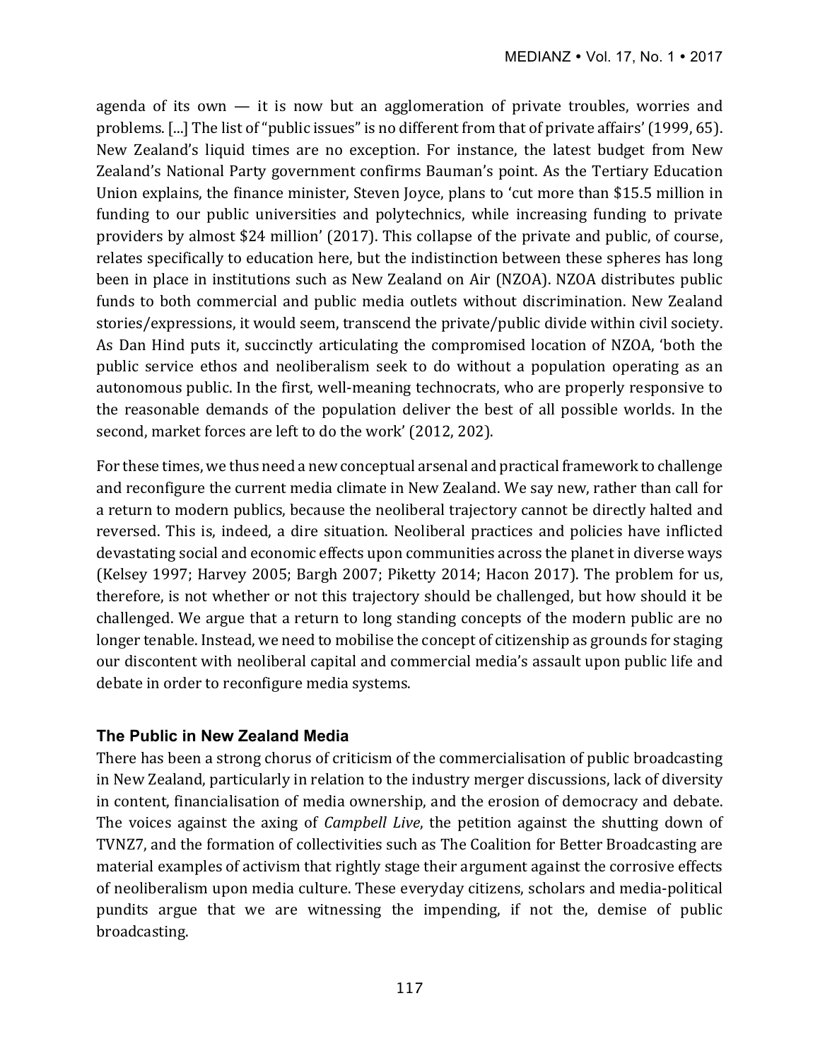agenda of its own — it is now but an agglomeration of private troubles, worries and problems. [...] The list of "public issues" is no different from that of private affairs' (1999, 65). New Zealand's liquid times are no exception. For instance, the latest budget from New Zealand's National Party government confirms Bauman's point. As the Tertiary Education Union explains, the finance minister, Steven Joyce, plans to 'cut more than $15.5 million in funding to our public universities and polytechnics, while increasing funding to private providers by almost $24 million' (2017). This collapse of the private and public, of course, relates specifically to education here, but the indistinction between these spheres has long been in place in institutions such as New Zealand on Air (NZOA). NZOA distributes public funds to both commercial and public media outlets without discrimination. New Zealand stories/expressions, it would seem, transcend the private/public divide within civil society. As Dan Hind puts it, succinctly articulating the compromised location of NZOA, 'both the public service ethos and neoliberalism seek to do without a population operating as an autonomous public. In the first, well-meaning technocrats, who are properly responsive to the reasonable demands of the population deliver the best of all possible worlds. In the second, market forces are left to do the work' (2012, 202).

For these times, we thus need a new conceptual arsenal and practical framework to challenge and reconfigure the current media climate in New Zealand. We say new, rather than call for a return to modern publics, because the neoliberal trajectory cannot be directly halted and reversed. This is, indeed, a dire situation. Neoliberal practices and policies have inflicted devastating social and economic effects upon communities across the planet in diverse ways (Kelsey 1997; Harvey 2005; Bargh 2007; Piketty 2014; Hacon 2017). The problem for us, therefore, is not whether or not this trajectory should be challenged, but how should it be challenged. We argue that a return to long standing concepts of the modern public are no longer tenable. Instead, we need to mobilise the concept of citizenship as grounds for staging our discontent with neoliberal capital and commercial media's assault upon public life and debate in order to reconfigure media systems.

## The Public in New Zealand Media

There has been a strong chorus of criticism of the commercialisation of public broadcasting in New Zealand, particularly in relation to the industry merger discussions, lack of diversity in content, financialisation of media ownership, and the erosion of democracy and debate. The voices against the axing of *Campbell Live*, the petition against the shutting down of TVNZ7, and the formation of collectivities such as The Coalition for Better Broadcasting are material examples of activism that rightly stage their argument against the corrosive effects of neoliberalism upon media culture. These everyday citizens, scholars and media-political pundits argue that we are witnessing the impending, if not the, demise of public broadcasting.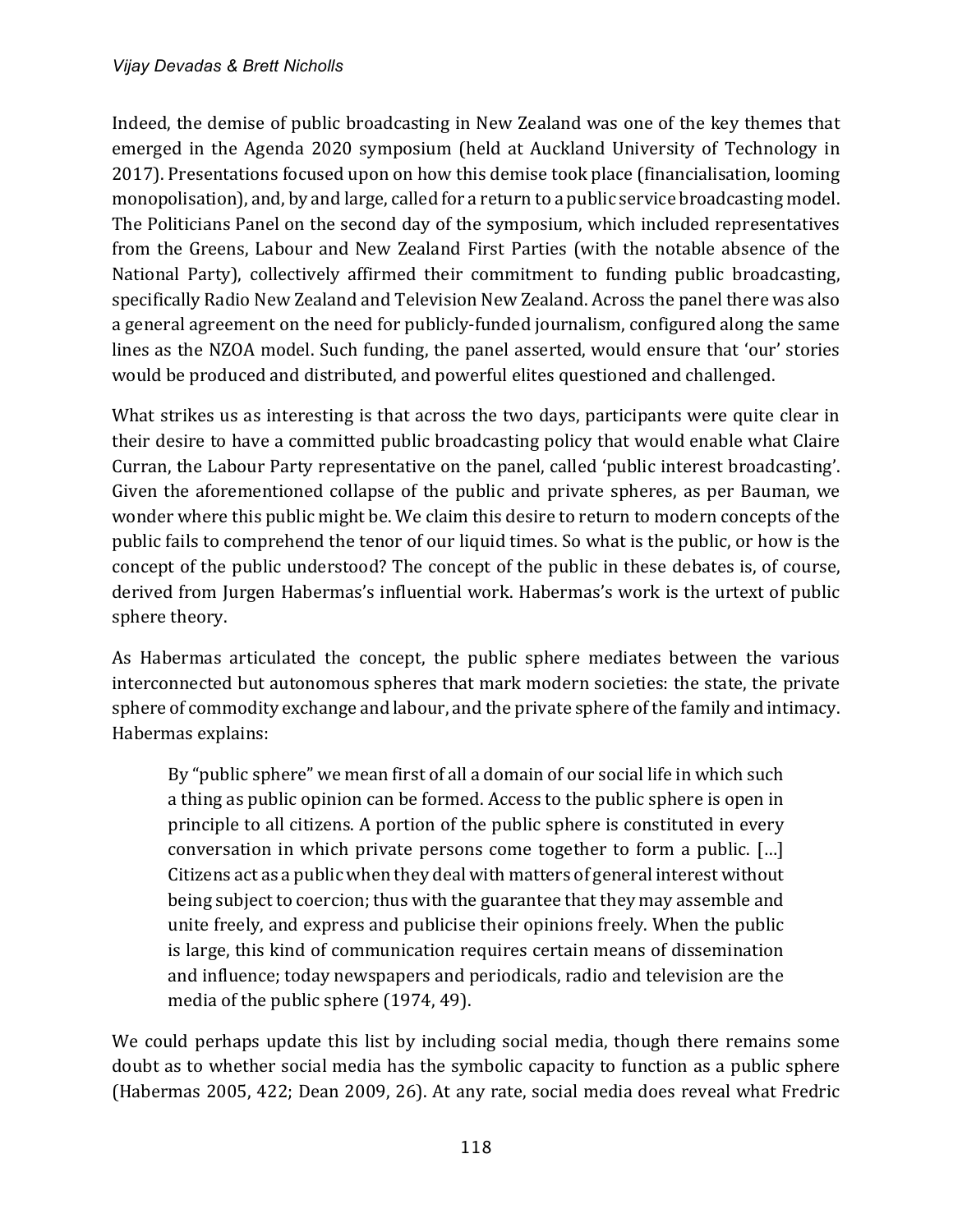Indeed, the demise of public broadcasting in New Zealand was one of the key themes that emerged in the Agenda 2020 symposium (held at Auckland University of Technology in 2017). Presentations focused upon on how this demise took place (financialisation, looming monopolisation), and, by and large, called for a return to a public service broadcasting model. The Politicians Panel on the second day of the symposium, which included representatives from the Greens, Labour and New Zealand First Parties (with the notable absence of the National Party), collectively affirmed their commitment to funding public broadcasting, specifically Radio New Zealand and Television New Zealand. Across the panel there was also a general agreement on the need for publicly-funded journalism, configured along the same lines as the NZOA model. Such funding, the panel asserted, would ensure that 'our' stories would be produced and distributed, and powerful elites questioned and challenged.

What strikes us as interesting is that across the two days, participants were quite clear in their desire to have a committed public broadcasting policy that would enable what Claire Curran, the Labour Party representative on the panel, called 'public interest broadcasting'. Given the aforementioned collapse of the public and private spheres, as per Bauman, we wonder where this public might be. We claim this desire to return to modern concepts of the public fails to comprehend the tenor of our liquid times. So what is the public, or how is the concept of the public understood? The concept of the public in these debates is, of course, derived from Jurgen Habermas's influential work. Habermas's work is the urtext of public sphere theory.

As Habermas articulated the concept, the public sphere mediates between the various interconnected but autonomous spheres that mark modern societies: the state, the private sphere of commodity exchange and labour, and the private sphere of the family and intimacy. Habermas explains:

> By "public sphere" we mean first of all a domain of our social life in which such a thing as public opinion can be formed. Access to the public sphere is open in principle to all citizens. A portion of the public sphere is constituted in every conversation in which private persons come together to form a public. […] Citizens act as a public when they deal with matters of general interest without being subject to coercion; thus with the guarantee that they may assemble and unite freely, and express and publicise their opinions freely. When the public is large, this kind of communication requires certain means of dissemination and influence; today newspapers and periodicals, radio and television are the media of the public sphere (1974, 49).

We could perhaps update this list by including social media, though there remains some doubt as to whether social media has the symbolic capacity to function as a public sphere (Habermas 2005, 422; Dean 2009, 26). At any rate, social media does reveal what Fredric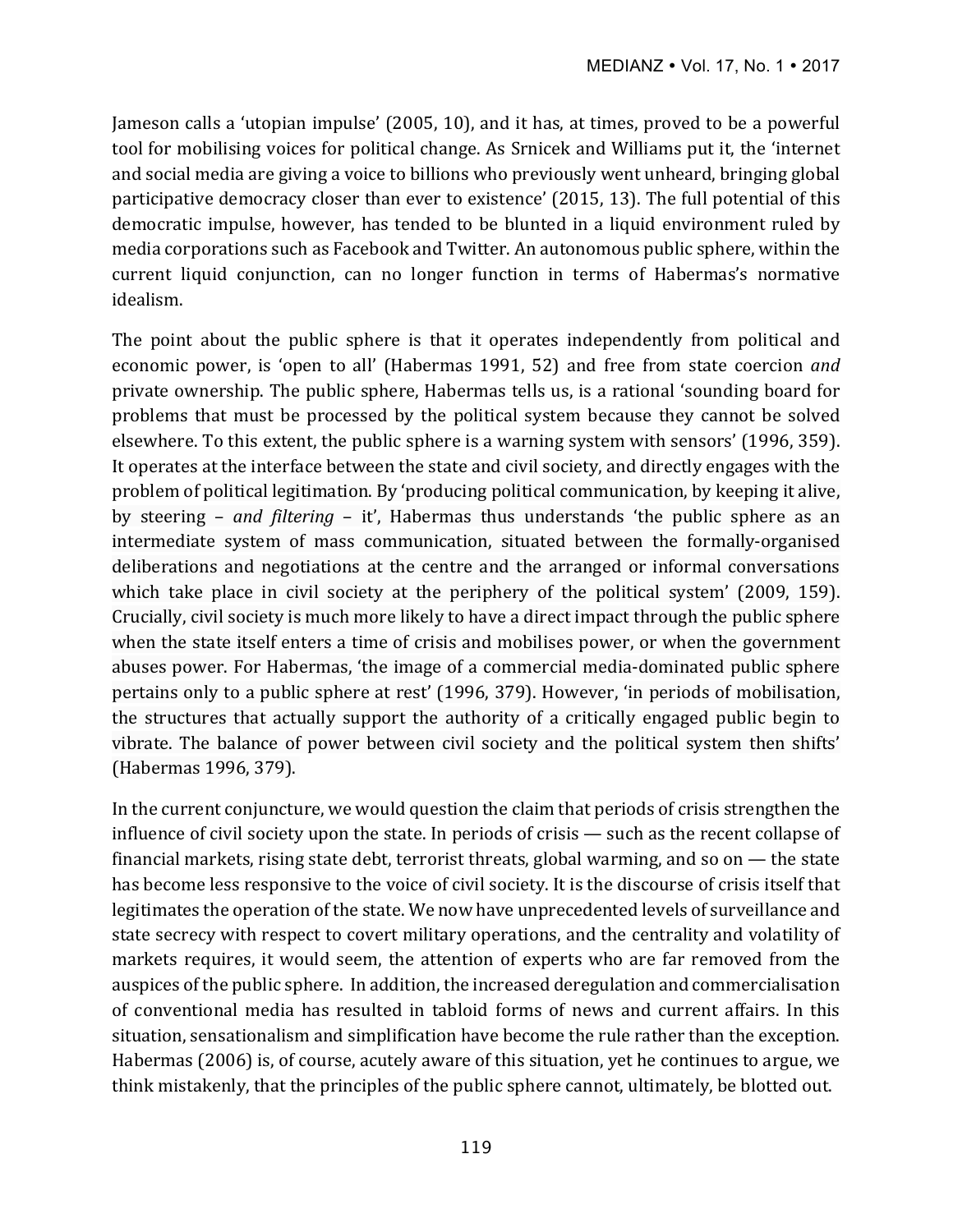Jameson calls a 'utopian impulse' (2005, 10), and it has, at times, proved to be a powerful tool for mobilising voices for political change. As Srnicek and Williams put it, the 'internet and social media are giving a voice to billions who previously went unheard, bringing global participative democracy closer than ever to existence' (2015, 13). The full potential of this democratic impulse, however, has tended to be blunted in a liquid environment ruled by media corporations such as Facebook and Twitter. An autonomous public sphere, within the current liquid conjunction, can no longer function in terms of Habermas's normative idealism.

The point about the public sphere is that it operates independently from political and economic power, is 'open to all' (Habermas 1991, 52) and free from state coercion *and* private ownership. The public sphere, Habermas tells us, is a rational 'sounding board for problems that must be processed by the political system because they cannot be solved elsewhere. To this extent, the public sphere is a warning system with sensors' (1996, 359). It operates at the interface between the state and civil society, and directly engages with the problem of political legitimation. By 'producing political communication, by keeping it alive, by steering – *and filtering* – it', Habermas thus understands 'the public sphere as an intermediate system of mass communication, situated between the formally-organised deliberations and negotiations at the centre and the arranged or informal conversations which take place in civil society at the periphery of the political system' (2009, 159). Crucially, civil society is much more likely to have a direct impact through the public sphere when the state itself enters a time of crisis and mobilises power, or when the government abuses power. For Habermas, 'the image of a commercial media-dominated public sphere pertains only to a public sphere at rest' (1996, 379). However, 'in periods of mobilisation, the structures that actually support the authority of a critically engaged public begin to vibrate. The balance of power between civil society and the political system then shifts' (Habermas 1996, 379).

In the current conjuncture, we would question the claim that periods of crisis strengthen the influence of civil society upon the state. In periods of crisis — such as the recent collapse of financial markets, rising state debt, terrorist threats, global warming, and so on — the state has become less responsive to the voice of civil society. It is the discourse of crisis itself that legitimates the operation of the state. We now have unprecedented levels of surveillance and state secrecy with respect to covert military operations, and the centrality and volatility of markets requires, it would seem, the attention of experts who are far removed from the auspices of the public sphere. In addition, the increased deregulation and commercialisation of conventional media has resulted in tabloid forms of news and current affairs. In this situation, sensationalism and simplification have become the rule rather than the exception. Habermas (2006) is, of course, acutely aware of this situation, yet he continues to argue, we think mistakenly, that the principles of the public sphere cannot, ultimately, be blotted out.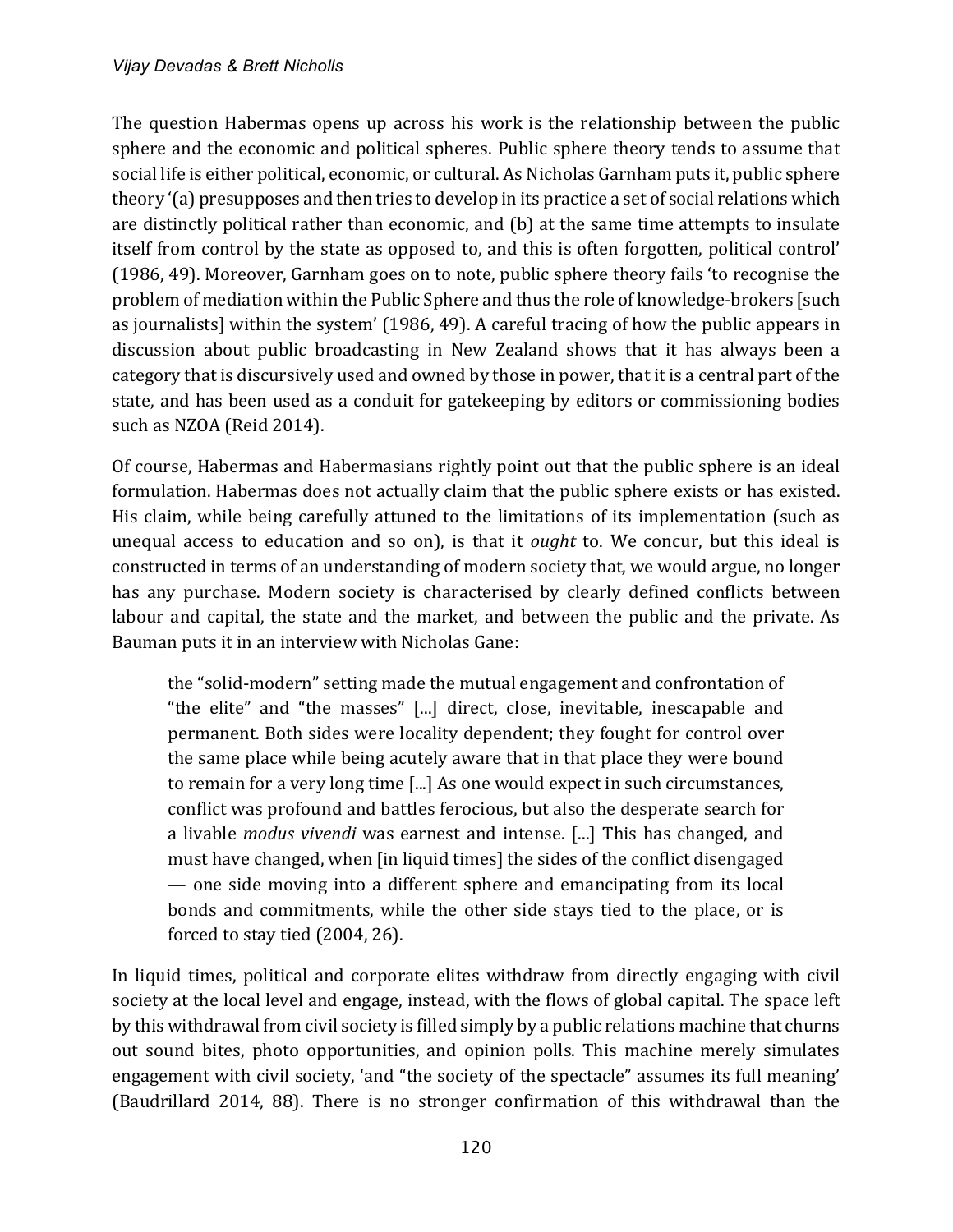The question Habermas opens up across his work is the relationship between the public sphere and the economic and political spheres. Public sphere theory tends to assume that social life is either political, economic, or cultural. As Nicholas Garnham puts it, public sphere theory '(a) presupposes and then tries to develop in its practice a set of social relations which are distinctly political rather than economic, and (b) at the same time attempts to insulate itself from control by the state as opposed to, and this is often forgotten, political control' (1986, 49). Moreover, Garnham goes on to note, public sphere theory fails 'to recognise the problem of mediation within the Public Sphere and thus the role of knowledge-brokers [such as journalists] within the system' (1986, 49). A careful tracing of how the public appears in discussion about public broadcasting in New Zealand shows that it has always been a category that is discursively used and owned by those in power, that it is a central part of the state, and has been used as a conduit for gatekeeping by editors or commissioning bodies such as NZOA (Reid 2014).

Of course, Habermas and Habermasians rightly point out that the public sphere is an ideal formulation. Habermas does not actually claim that the public sphere exists or has existed. His claim, while being carefully attuned to the limitations of its implementation (such as unequal access to education and so on), is that it *ought* to. We concur, but this ideal is constructed in terms of an understanding of modern society that, we would argue, no longer has any purchase. Modern society is characterised by clearly defined conflicts between labour and capital, the state and the market, and between the public and the private. As Bauman puts it in an interview with Nicholas Gane:

> the "solid-modern" setting made the mutual engagement and confrontation of "the elite" and "the masses" [...] direct, close, inevitable, inescapable and permanent. Both sides were locality dependent; they fought for control over the same place while being acutely aware that in that place they were bound to remain for a very long time [...] As one would expect in such circumstances, conflict was profound and battles ferocious, but also the desperate search for a livable *modus vivendi* was earnest and intense. [...] This has changed, and must have changed, when [in liquid times] the sides of the conflict disengaged — one side moving into a different sphere and emancipating from its local bonds and commitments, while the other side stays tied to the place, or is forced to stay tied (2004, 26).

In liquid times, political and corporate elites withdraw from directly engaging with civil society at the local level and engage, instead, with the flows of global capital. The space left by this withdrawal from civil society is filled simply by a public relations machine that churns out sound bites, photo opportunities, and opinion polls. This machine merely simulates engagement with civil society, 'and "the society of the spectacle" assumes its full meaning' (Baudrillard 2014, 88). There is no stronger confirmation of this withdrawal than the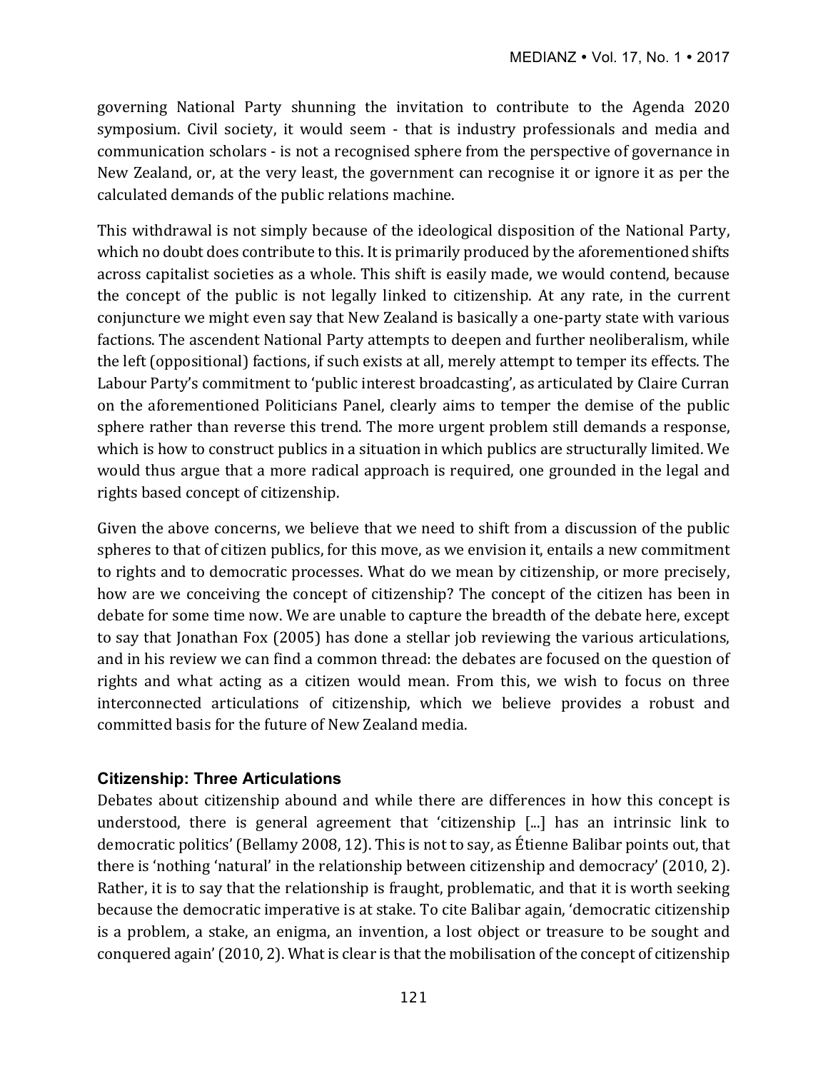governing National Party shunning the invitation to contribute to the Agenda 2020 symposium. Civil society, it would seem - that is industry professionals and media and communication scholars - is not a recognised sphere from the perspective of governance in New Zealand, or, at the very least, the government can recognise it or ignore it as per the calculated demands of the public relations machine.

This withdrawal is not simply because of the ideological disposition of the National Party, which no doubt does contribute to this. It is primarily produced by the aforementioned shifts across capitalist societies as a whole. This shift is easily made, we would contend, because the concept of the public is not legally linked to citizenship. At any rate, in the current conjuncture we might even say that New Zealand is basically a one-party state with various factions. The ascendent National Party attempts to deepen and further neoliberalism, while the left (oppositional) factions, if such exists at all, merely attempt to temper its effects. The Labour Party's commitment to 'public interest broadcasting', as articulated by Claire Curran on the aforementioned Politicians Panel, clearly aims to temper the demise of the public sphere rather than reverse this trend. The more urgent problem still demands a response, which is how to construct publics in a situation in which publics are structurally limited. We would thus argue that a more radical approach is required, one grounded in the legal and rights based concept of citizenship.

Given the above concerns, we believe that we need to shift from a discussion of the public spheres to that of citizen publics, for this move, as we envision it, entails a new commitment to rights and to democratic processes. What do we mean by citizenship, or more precisely, how are we conceiving the concept of citizenship? The concept of the citizen has been in debate for some time now. We are unable to capture the breadth of the debate here, except to say that Jonathan Fox (2005) has done a stellar job reviewing the various articulations, and in his review we can find a common thread: the debates are focused on the question of rights and what acting as a citizen would mean. From this, we wish to focus on three interconnected articulations of citizenship, which we believe provides a robust and committed basis for the future of New Zealand media.

### Citizenship: Three Articulations

Debates about citizenship abound and while there are differences in how this concept is understood, there is general agreement that 'citizenship [...] has an intrinsic link to democratic politics' (Bellamy 2008, 12). This is not to say, as Étienne Balibar points out, that there is 'nothing 'natural' in the relationship between citizenship and democracy' (2010, 2). Rather, it is to say that the relationship is fraught, problematic, and that it is worth seeking because the democratic imperative is at stake. To cite Balibar again, 'democratic citizenship is a problem, a stake, an enigma, an invention, a lost object or treasure to be sought and conquered again' (2010, 2). What is clear is that the mobilisation of the concept of citizenship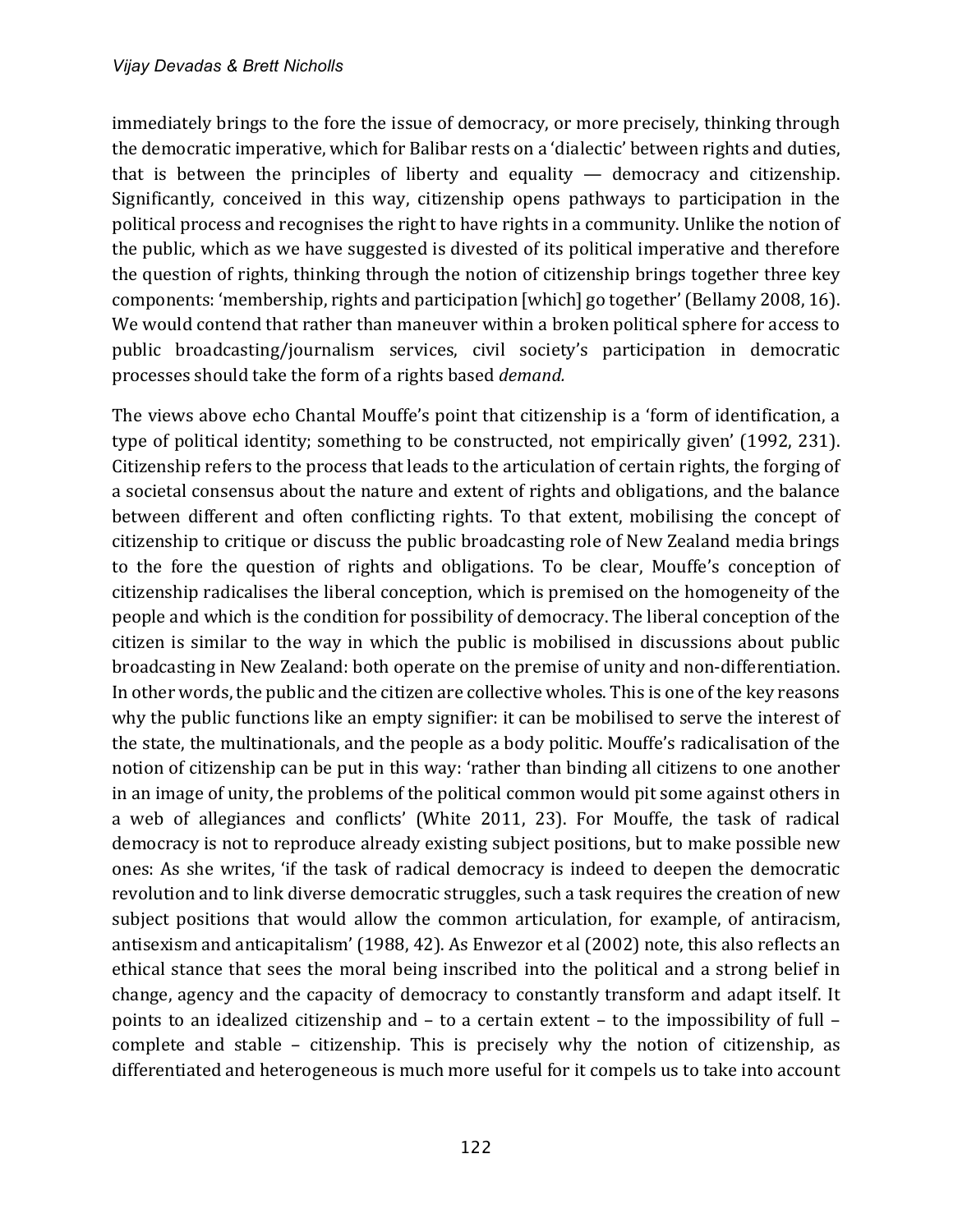immediately brings to the fore the issue of democracy, or more precisely, thinking through the democratic imperative, which for Balibar rests on a 'dialectic' between rights and duties, that is between the principles of liberty and equality — democracy and citizenship. Significantly, conceived in this way, citizenship opens pathways to participation in the political process and recognises the right to have rights in a community. Unlike the notion of the public, which as we have suggested is divested of its political imperative and therefore the question of rights, thinking through the notion of citizenship brings together three key components: 'membership, rights and participation [which] go together' (Bellamy 2008, 16). We would contend that rather than maneuver within a broken political sphere for access to public broadcasting/journalism services, civil society's participation in democratic processes should take the form of a rights based *demand.*

The views above echo Chantal Mouffe's point that citizenship is a 'form of identification, a type of political identity; something to be constructed, not empirically given' (1992, 231). Citizenship refers to the process that leads to the articulation of certain rights, the forging of a societal consensus about the nature and extent of rights and obligations, and the balance between different and often conflicting rights. To that extent, mobilising the concept of citizenship to critique or discuss the public broadcasting role of New Zealand media brings to the fore the question of rights and obligations. To be clear, Mouffe's conception of citizenship radicalises the liberal conception, which is premised on the homogeneity of the people and which is the condition for possibility of democracy. The liberal conception of the citizen is similar to the way in which the public is mobilised in discussions about public broadcasting in New Zealand: both operate on the premise of unity and non-differentiation. In other words, the public and the citizen are collective wholes. This is one of the key reasons why the public functions like an empty signifier: it can be mobilised to serve the interest of the state, the multinationals, and the people as a body politic. Mouffe's radicalisation of the notion of citizenship can be put in this way: 'rather than binding all citizens to one another in an image of unity, the problems of the political common would pit some against others in a web of allegiances and conflicts' (White 2011, 23). For Mouffe, the task of radical democracy is not to reproduce already existing subject positions, but to make possible new ones: As she writes, 'if the task of radical democracy is indeed to deepen the democratic revolution and to link diverse democratic struggles, such a task requires the creation of new subject positions that would allow the common articulation, for example, of antiracism, antisexism and anticapitalism' (1988, 42). As Enwezor et al (2002) note, this also reflects an ethical stance that sees the moral being inscribed into the political and a strong belief in change, agency and the capacity of democracy to constantly transform and adapt itself. It points to an idealized citizenship and – to a certain extent – to the impossibility of full – complete and stable – citizenship. This is precisely why the notion of citizenship, as differentiated and heterogeneous is much more useful for it compels us to take into account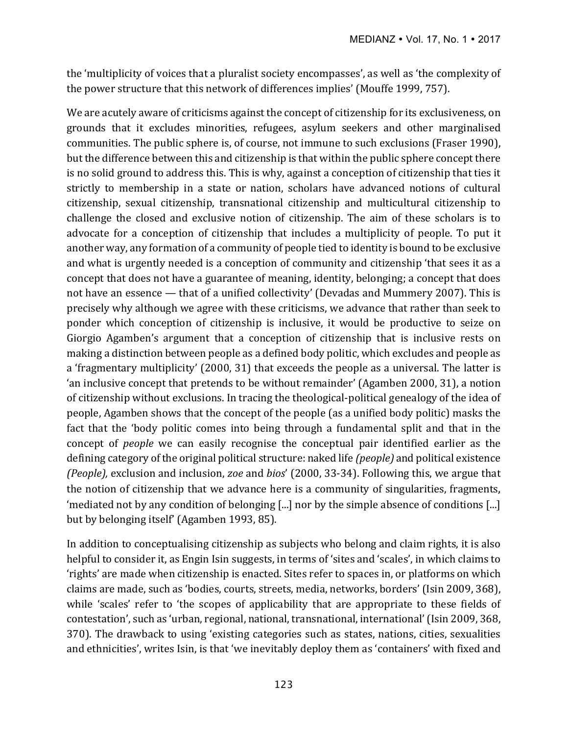the 'multiplicity of voices that a pluralist society encompasses', as well as 'the complexity of the power structure that this network of differences implies' (Mouffe 1999, 757).

We are acutely aware of criticisms against the concept of citizenship for its exclusiveness, on grounds that it excludes minorities, refugees, asylum seekers and other marginalised communities. The public sphere is, of course, not immune to such exclusions (Fraser 1990), but the difference between this and citizenship is that within the public sphere concept there is no solid ground to address this. This is why, against a conception of citizenship that ties it strictly to membership in a state or nation, scholars have advanced notions of cultural citizenship, sexual citizenship, transnational citizenship and multicultural citizenship to challenge the closed and exclusive notion of citizenship. The aim of these scholars is to advocate for a conception of citizenship that includes a multiplicity of people. To put it another way, any formation of a community of people tied to identity is bound to be exclusive and what is urgently needed is a conception of community and citizenship 'that sees it as a concept that does not have a guarantee of meaning, identity, belonging; a concept that does not have an essence — that of a unified collectivity' (Devadas and Mummery 2007). This is precisely why although we agree with these criticisms, we advance that rather than seek to ponder which conception of citizenship is inclusive, it would be productive to seize on Giorgio Agamben's argument that a conception of citizenship that is inclusive rests on making a distinction between people as a defined body politic, which excludes and people as a 'fragmentary multiplicity' (2000, 31) that exceeds the people as a universal. The latter is 'an inclusive concept that pretends to be without remainder' (Agamben 2000, 31), a notion of citizenship without exclusions. In tracing the theological-political genealogy of the idea of people, Agamben shows that the concept of the people (as a unified body politic) masks the fact that the 'body politic comes into being through a fundamental split and that in the concept of *people* we can easily recognise the conceptual pair identified earlier as the defining category of the original political structure: naked life *(people)* and political existence *(People),* exclusion and inclusion, *zoe* and *bios*' (2000, 33-34). Following this, we argue that the notion of citizenship that we advance here is a community of singularities, fragments, 'mediated not by any condition of belonging [...] nor by the simple absence of conditions [...] but by belonging itself' (Agamben 1993, 85).

In addition to conceptualising citizenship as subjects who belong and claim rights, it is also helpful to consider it, as Engin Isin suggests, in terms of 'sites and 'scales', in which claims to 'rights' are made when citizenship is enacted. Sites refer to spaces in, or platforms on which claims are made, such as 'bodies, courts, streets, media, networks, borders' (Isin 2009, 368), while 'scales' refer to 'the scopes of applicability that are appropriate to these fields of contestation', such as 'urban, regional, national, transnational, international' (Isin 2009, 368, 370). The drawback to using 'existing categories such as states, nations, cities, sexualities and ethnicities', writes Isin, is that 'we inevitably deploy them as 'containers' with fixed and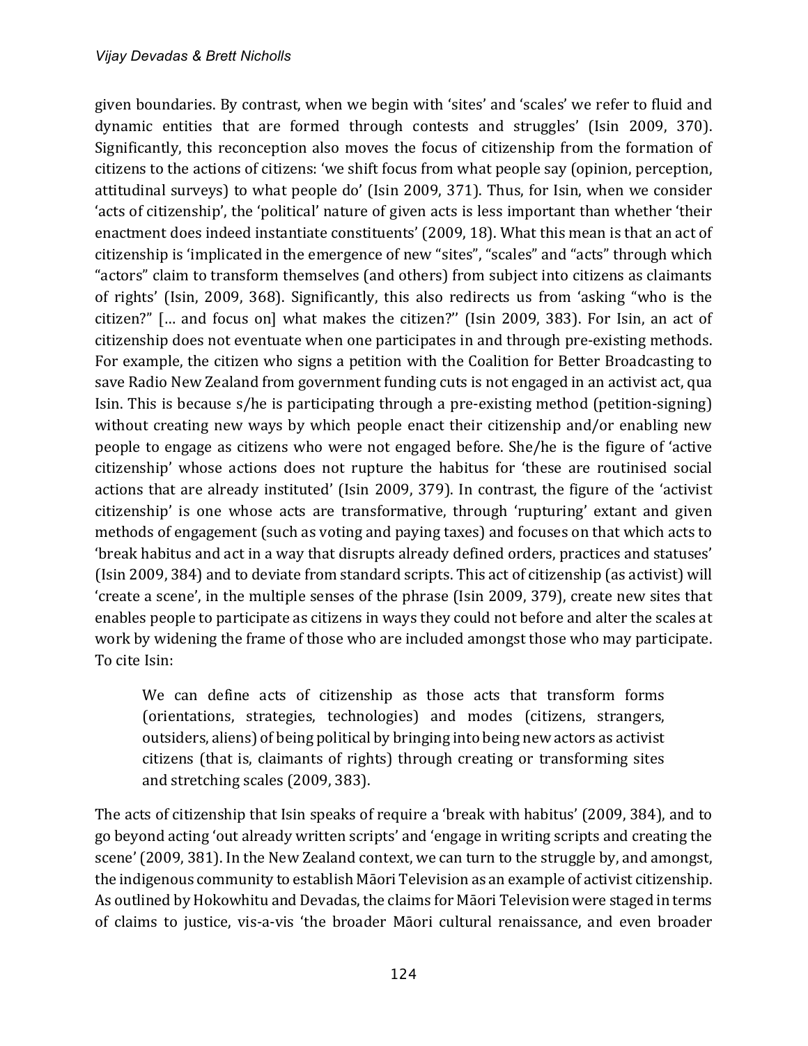given boundaries. By contrast, when we begin with 'sites' and 'scales' we refer to fluid and dynamic entities that are formed through contests and struggles' (Isin 2009, 370). Significantly, this reconception also moves the focus of citizenship from the formation of citizens to the actions of citizens: 'we shift focus from what people say (opinion, perception, attitudinal surveys) to what people do' (Isin 2009, 371). Thus, for Isin, when we consider 'acts of citizenship', the 'political' nature of given acts is less important than whether 'their enactment does indeed instantiate constituents' (2009, 18). What this mean is that an act of citizenship is 'implicated in the emergence of new "sites", "scales" and "acts" through which "actors" claim to transform themselves (and others) from subject into citizens as claimants of rights' (Isin, 2009, 368). Significantly, this also redirects us from 'asking "who is the citizen?" [… and focus on] what makes the citizen?" (Isin 2009, 383). For Isin, an act of citizenship does not eventuate when one participates in and through pre-existing methods. For example, the citizen who signs a petition with the Coalition for Better Broadcasting to save Radio New Zealand from government funding cuts is not engaged in an activist act, qua Isin. This is because s/he is participating through a pre-existing method (petition-signing) without creating new ways by which people enact their citizenship and/or enabling new people to engage as citizens who were not engaged before. She/he is the figure of 'active citizenship' whose actions does not rupture the habitus for 'these are routinised social actions that are already instituted' (Isin 2009, 379). In contrast, the figure of the 'activist citizenship' is one whose acts are transformative, through 'rupturing' extant and given methods of engagement (such as voting and paying taxes) and focuses on that which acts to 'break habitus and act in a way that disrupts already defined orders, practices and statuses' (Isin 2009, 384) and to deviate from standard scripts. This act of citizenship (as activist) will 'create a scene', in the multiple senses of the phrase (Isin 2009, 379), create new sites that enables people to participate as citizens in ways they could not before and alter the scales at work by widening the frame of those who are included amongst those who may participate. To cite Isin:

> We can define acts of citizenship as those acts that transform forms (orientations, strategies, technologies) and modes (citizens, strangers, outsiders, aliens) of being political by bringing into being new actors as activist citizens (that is, claimants of rights) through creating or transforming sites and stretching scales (2009, 383).

The acts of citizenship that Isin speaks of require a 'break with habitus' (2009, 384), and to go beyond acting 'out already written scripts' and 'engage in writing scripts and creating the scene' (2009, 381). In the New Zealand context, we can turn to the struggle by, and amongst, the indigenous community to establish Māori Television as an example of activist citizenship. As outlined by Hokowhitu and Devadas, the claims for Māori Television were staged in terms of claims to justice, vis-a-vis 'the broader Māori cultural renaissance, and even broader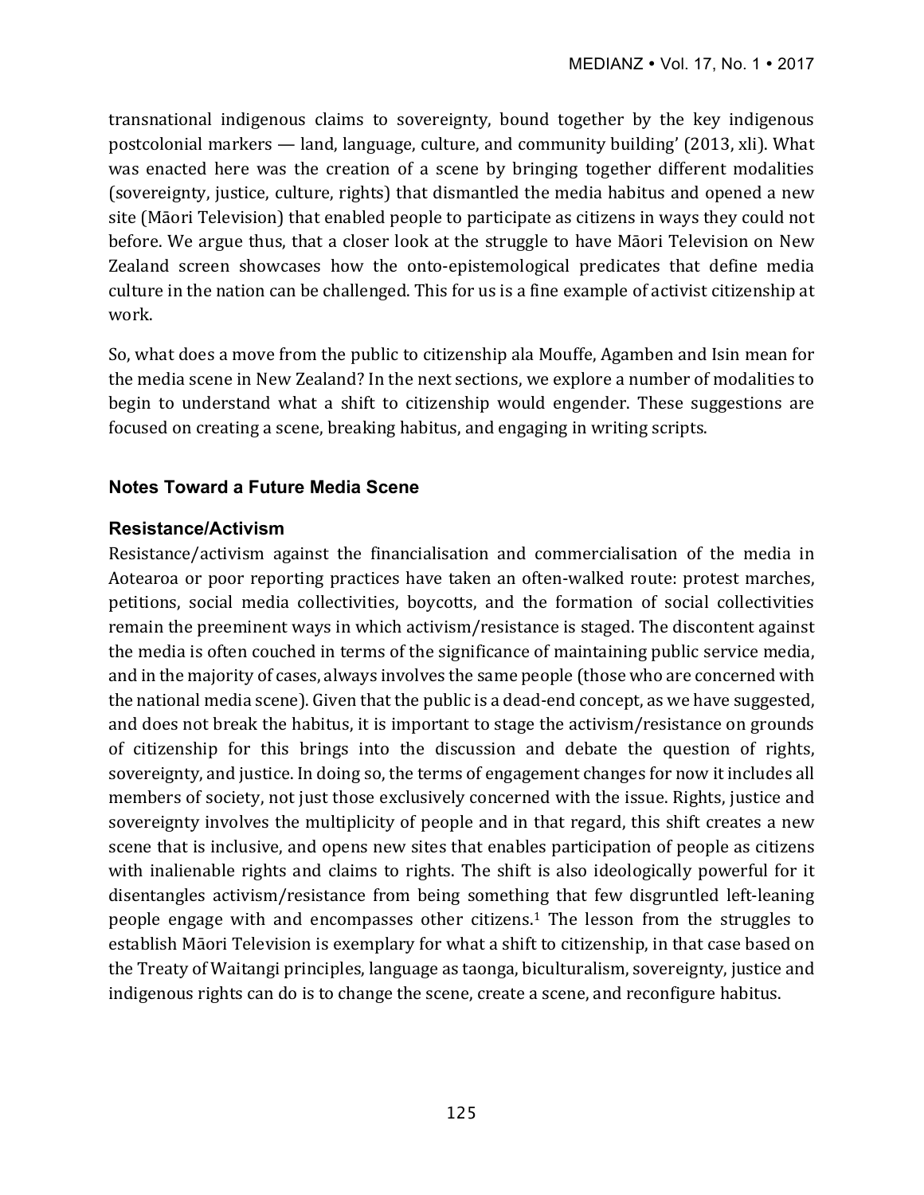transnational indigenous claims to sovereignty, bound together by the key indigenous postcolonial markers — land, language, culture, and community building' (2013, xli). What was enacted here was the creation of a scene by bringing together different modalities (sovereignty, justice, culture, rights) that dismantled the media habitus and opened a new site (Māori Television) that enabled people to participate as citizens in ways they could not before. We argue thus, that a closer look at the struggle to have Māori Television on New Zealand screen showcases how the onto-epistemological predicates that define media culture in the nation can be challenged. This for us is a fine example of activist citizenship at work.

So, what does a move from the public to citizenship ala Mouffe, Agamben and Isin mean for the media scene in New Zealand? In the next sections, we explore a number of modalities to begin to understand what a shift to citizenship would engender. These suggestions are focused on creating a scene, breaking habitus, and engaging in writing scripts.

## Notes Toward a Future Media Scene

### Resistance/Activism

Resistance/activism against the financialisation and commercialisation of the media in Aotearoa or poor reporting practices have taken an often-walked route: protest marches, petitions, social media collectivities, boycotts, and the formation of social collectivities remain the preeminent ways in which activism/resistance is staged. The discontent against the media is often couched in terms of the significance of maintaining public service media, and in the majority of cases, always involves the same people (those who are concerned with the national media scene). Given that the public is a dead-end concept, as we have suggested, and does not break the habitus, it is important to stage the activism/resistance on grounds of citizenship for this brings into the discussion and debate the question of rights, sovereignty, and justice. In doing so, the terms of engagement changes for now it includes all members of society, not just those exclusively concerned with the issue. Rights, justice and sovereignty involves the multiplicity of people and in that regard, this shift creates a new scene that is inclusive, and opens new sites that enables participation of people as citizens with inalienable rights and claims to rights. The shift is also ideologically powerful for it disentangles activism/resistance from being something that few disgruntled left-leaning people engage with and encompasses other citizens.[1] The lesson from the struggles to establish Māori Television is exemplary for what a shift to citizenship, in that case based on the Treaty of Waitangi principles, language as taonga, biculturalism, sovereignty, justice and indigenous rights can do is to change the scene, create a scene, and reconfigure habitus.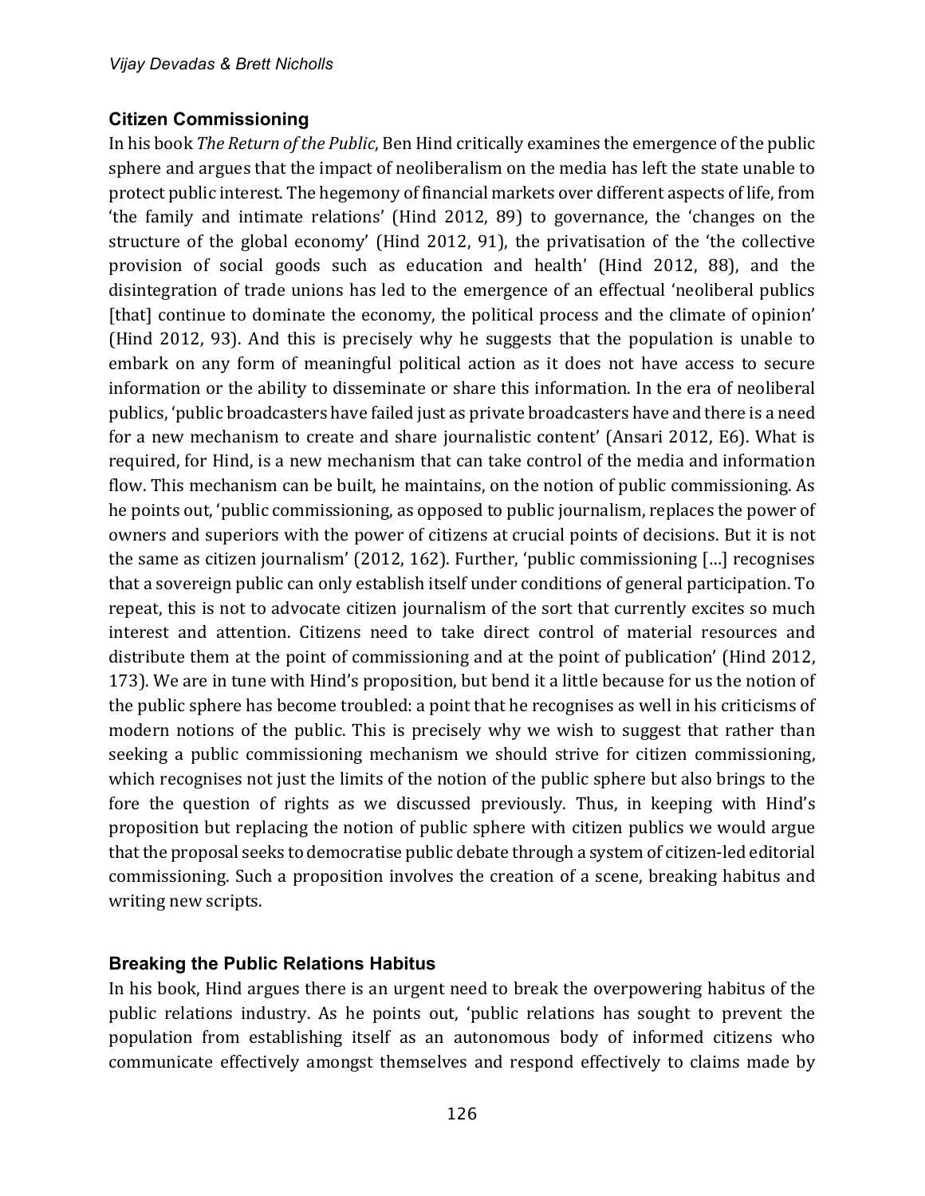## Citizen Commissioning

In his book *The Return of the Public*, Ben Hind critically examines the emergence of the public sphere and argues that the impact of neoliberalism on the media has left the state unable to protect public interest. The hegemony of financial markets over different aspects of life, from 'the family and intimate relations' (Hind 2012, 89) to governance, the 'changes on the structure of the global economy' (Hind 2012, 91), the privatisation of the 'the collective provision of social goods such as education and health' (Hind 2012, 88), and the disintegration of trade unions has led to the emergence of an effectual 'neoliberal publics [that] continue to dominate the economy, the political process and the climate of opinion' (Hind 2012, 93). And this is precisely why he suggests that the population is unable to embark on any form of meaningful political action as it does not have access to secure information or the ability to disseminate or share this information. In the era of neoliberal publics, 'public broadcasters have failed just as private broadcasters have and there is a need for a new mechanism to create and share journalistic content' (Ansari 2012, E6). What is required, for Hind, is a new mechanism that can take control of the media and information flow. This mechanism can be built, he maintains, on the notion of public commissioning. As he points out, 'public commissioning, as opposed to public journalism, replaces the power of owners and superiors with the power of citizens at crucial points of decisions. But it is not the same as citizen journalism' (2012, 162). Further, 'public commissioning […] recognises that a sovereign public can only establish itself under conditions of general participation. To repeat, this is not to advocate citizen journalism of the sort that currently excites so much interest and attention. Citizens need to take direct control of material resources and distribute them at the point of commissioning and at the point of publication' (Hind 2012, 173). We are in tune with Hind's proposition, but bend it a little because for us the notion of the public sphere has become troubled: a point that he recognises as well in his criticisms of modern notions of the public. This is precisely why we wish to suggest that rather than seeking a public commissioning mechanism we should strive for citizen commissioning, which recognises not just the limits of the notion of the public sphere but also brings to the fore the question of rights as we discussed previously. Thus, in keeping with Hind's proposition but replacing the notion of public sphere with citizen publics we would argue that the proposal seeks to democratise public debate through a system of citizen-led editorial commissioning. Such a proposition involves the creation of a scene, breaking habitus and writing new scripts.

## Breaking the Public Relations Habitus

In his book, Hind argues there is an urgent need to break the overpowering habitus of the public relations industry. As he points out, 'public relations has sought to prevent the population from establishing itself as an autonomous body of informed citizens who communicate effectively amongst themselves and respond effectively to claims made by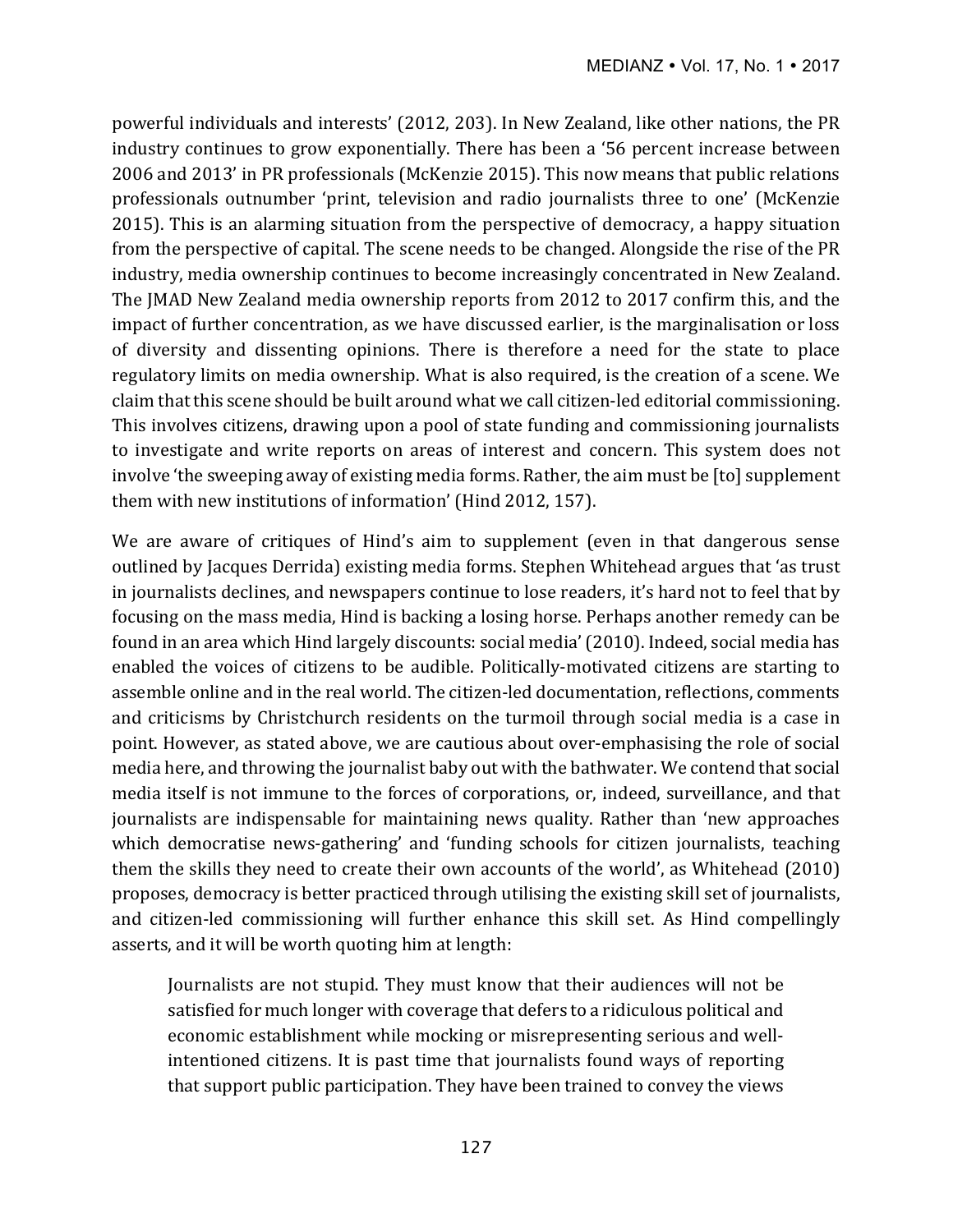powerful individuals and interests' (2012, 203). In New Zealand, like other nations, the PR industry continues to grow exponentially. There has been a '56 percent increase between 2006 and 2013' in PR professionals (McKenzie 2015). This now means that public relations professionals outnumber 'print, television and radio journalists three to one' (McKenzie 2015). This is an alarming situation from the perspective of democracy, a happy situation from the perspective of capital. The scene needs to be changed. Alongside the rise of the PR industry, media ownership continues to become increasingly concentrated in New Zealand. The JMAD New Zealand media ownership reports from 2012 to 2017 confirm this, and the impact of further concentration, as we have discussed earlier, is the marginalisation or loss of diversity and dissenting opinions. There is therefore a need for the state to place regulatory limits on media ownership. What is also required, is the creation of a scene. We claim that this scene should be built around what we call citizen-led editorial commissioning. This involves citizens, drawing upon a pool of state funding and commissioning journalists to investigate and write reports on areas of interest and concern. This system does not involve 'the sweeping away of existing media forms. Rather, the aim must be [to] supplement them with new institutions of information' (Hind 2012, 157).

We are aware of critiques of Hind's aim to supplement (even in that dangerous sense outlined by Jacques Derrida) existing media forms. Stephen Whitehead argues that 'as trust in journalists declines, and newspapers continue to lose readers, it's hard not to feel that by focusing on the mass media, Hind is backing a losing horse. Perhaps another remedy can be found in an area which Hind largely discounts: social media' (2010). Indeed, social media has enabled the voices of citizens to be audible. Politically-motivated citizens are starting to assemble online and in the real world. The citizen-led documentation, reflections, comments and criticisms by Christchurch residents on the turmoil through social media is a case in point. However, as stated above, we are cautious about over-emphasising the role of social media here, and throwing the journalist baby out with the bathwater. We contend that social media itself is not immune to the forces of corporations, or, indeed, surveillance, and that journalists are indispensable for maintaining news quality. Rather than 'new approaches which democratise news-gathering' and 'funding schools for citizen journalists, teaching them the skills they need to create their own accounts of the world', as Whitehead (2010) proposes, democracy is better practiced through utilising the existing skill set of journalists, and citizen-led commissioning will further enhance this skill set. As Hind compellingly asserts, and it will be worth quoting him at length:

> Journalists are not stupid. They must know that their audiences will not be satisfied for much longer with coverage that defers to a ridiculous political and economic establishment while mocking or misrepresenting serious and well-intentioned citizens. It is past time that journalists found ways of reporting that support public participation. They have been trained to convey the views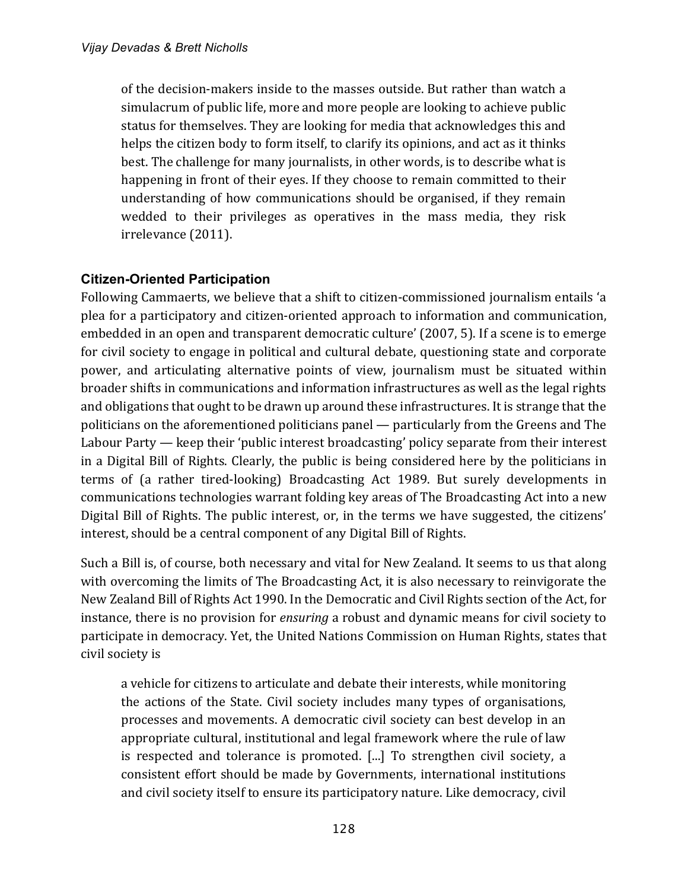> of the decision-makers inside to the masses outside. But rather than watch a simulacrum of public life, more and more people are looking to achieve public status for themselves. They are looking for media that acknowledges this and helps the citizen body to form itself, to clarify its opinions, and act as it thinks best. The challenge for many journalists, in other words, is to describe what is happening in front of their eyes. If they choose to remain committed to their understanding of how communications should be organised, if they remain wedded to their privileges as operatives in the mass media, they risk irrelevance (2011).

### Citizen-Oriented Participation

Following Cammaerts, we believe that a shift to citizen-commissioned journalism entails 'a plea for a participatory and citizen-oriented approach to information and communication, embedded in an open and transparent democratic culture' (2007, 5). If a scene is to emerge for civil society to engage in political and cultural debate, questioning state and corporate power, and articulating alternative points of view, journalism must be situated within broader shifts in communications and information infrastructures as well as the legal rights and obligations that ought to be drawn up around these infrastructures. It is strange that the politicians on the aforementioned politicians panel — particularly from the Greens and The Labour Party — keep their 'public interest broadcasting' policy separate from their interest in a Digital Bill of Rights. Clearly, the public is being considered here by the politicians in terms of (a rather tired-looking) Broadcasting Act 1989. But surely developments in communications technologies warrant folding key areas of The Broadcasting Act into a new Digital Bill of Rights. The public interest, or, in the terms we have suggested, the citizens' interest, should be a central component of any Digital Bill of Rights.

Such a Bill is, of course, both necessary and vital for New Zealand. It seems to us that along with overcoming the limits of The Broadcasting Act, it is also necessary to reinvigorate the New Zealand Bill of Rights Act 1990. In the Democratic and Civil Rights section of the Act, for instance, there is no provision for *ensuring* a robust and dynamic means for civil society to participate in democracy. Yet, the United Nations Commission on Human Rights, states that civil society is

> a vehicle for citizens to articulate and debate their interests, while monitoring the actions of the State. Civil society includes many types of organisations, processes and movements. A democratic civil society can best develop in an appropriate cultural, institutional and legal framework where the rule of law is respected and tolerance is promoted. [...] To strengthen civil society, a consistent effort should be made by Governments, international institutions and civil society itself to ensure its participatory nature. Like democracy, civil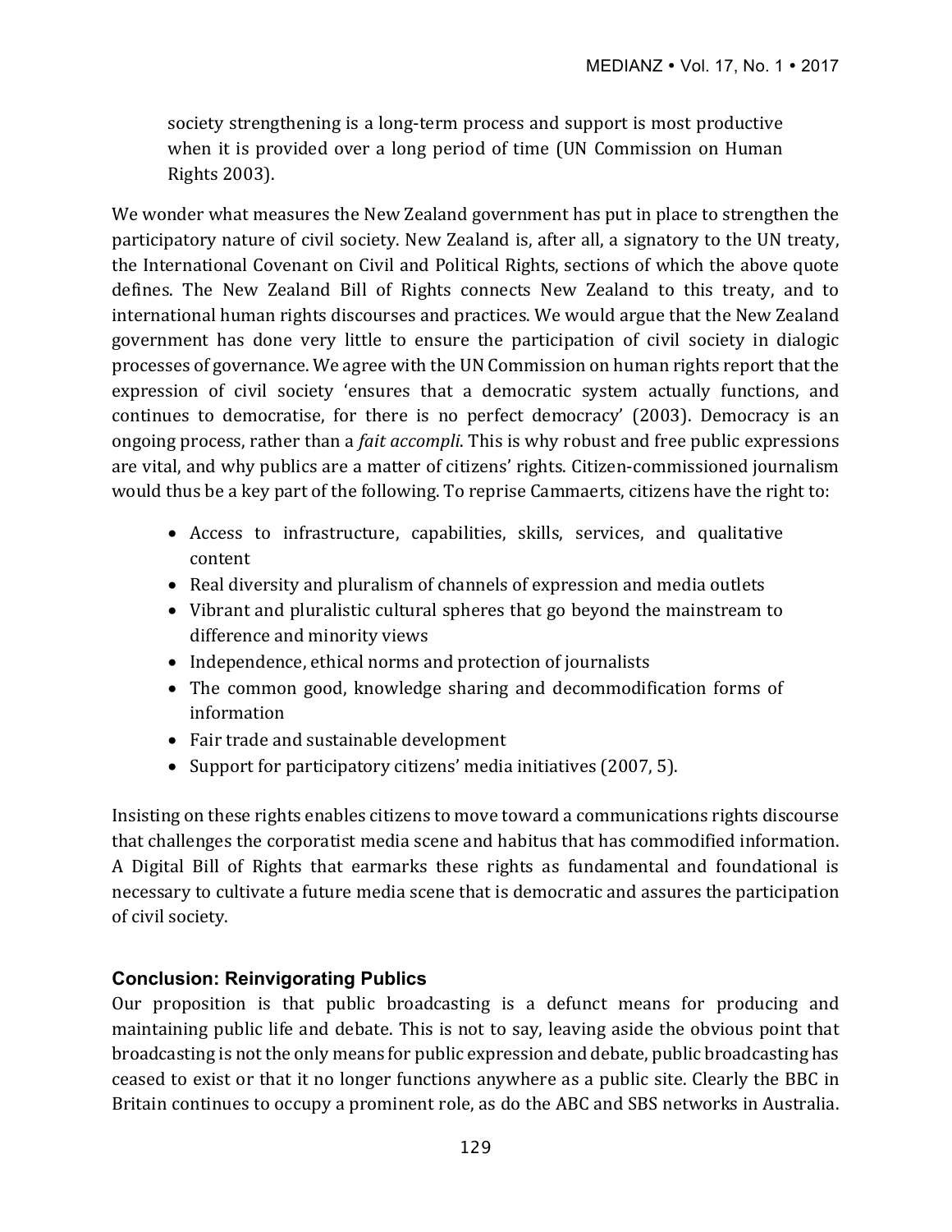society strengthening is a long-term process and support is most productive when it is provided over a long period of time (UN Commission on Human Rights 2003).

We wonder what measures the New Zealand government has put in place to strengthen the participatory nature of civil society. New Zealand is, after all, a signatory to the UN treaty, the International Covenant on Civil and Political Rights, sections of which the above quote defines. The New Zealand Bill of Rights connects New Zealand to this treaty, and to international human rights discourses and practices. We would argue that the New Zealand government has done very little to ensure the participation of civil society in dialogic processes of governance. We agree with the UN Commission on human rights report that the expression of civil society 'ensures that a democratic system actually functions, and continues to democratise, for there is no perfect democracy' (2003). Democracy is an ongoing process, rather than a *fait accompli*. This is why robust and free public expressions are vital, and why publics are a matter of citizens' rights. Citizen-commissioned journalism would thus be a key part of the following. To reprise Cammaerts, citizens have the right to:

- Access to infrastructure, capabilities, skills, services, and qualitative content
- Real diversity and pluralism of channels of expression and media outlets
- Vibrant and pluralistic cultural spheres that go beyond the mainstream to difference and minority views
- Independence, ethical norms and protection of journalists
- The common good, knowledge sharing and decommodification forms of information
- Fair trade and sustainable development
- Support for participatory citizens' media initiatives (2007, 5).

Insisting on these rights enables citizens to move toward a communications rights discourse that challenges the corporatist media scene and habitus that has commodified information. A Digital Bill of Rights that earmarks these rights as fundamental and foundational is necessary to cultivate a future media scene that is democratic and assures the participation of civil society.

## Conclusion: Reinvigorating Publics

Our proposition is that public broadcasting is a defunct means for producing and maintaining public life and debate. This is not to say, leaving aside the obvious point that broadcasting is not the only means for public expression and debate, public broadcasting has ceased to exist or that it no longer functions anywhere as a public site. Clearly the BBC in Britain continues to occupy a prominent role, as do the ABC and SBS networks in Australia.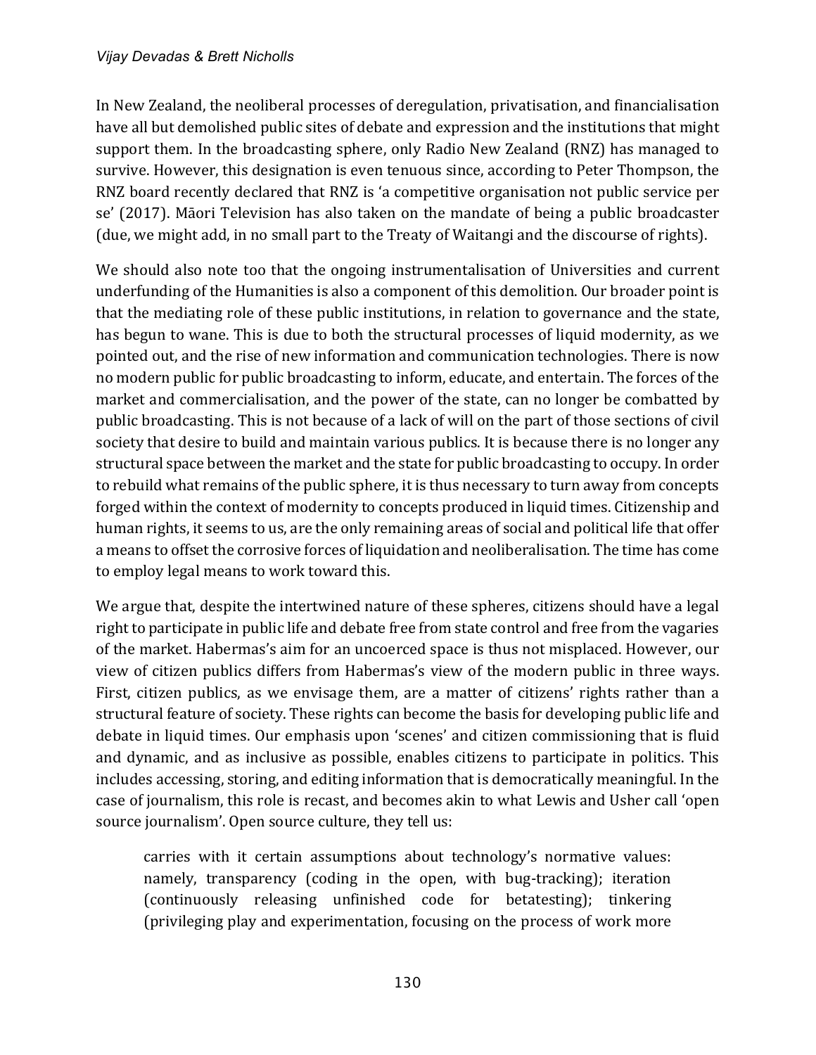In New Zealand, the neoliberal processes of deregulation, privatisation, and financialisation have all but demolished public sites of debate and expression and the institutions that might support them. In the broadcasting sphere, only Radio New Zealand (RNZ) has managed to survive. However, this designation is even tenuous since, according to Peter Thompson, the RNZ board recently declared that RNZ is 'a competitive organisation not public service per se' (2017). Māori Television has also taken on the mandate of being a public broadcaster (due, we might add, in no small part to the Treaty of Waitangi and the discourse of rights).

We should also note too that the ongoing instrumentalisation of Universities and current underfunding of the Humanities is also a component of this demolition. Our broader point is that the mediating role of these public institutions, in relation to governance and the state, has begun to wane. This is due to both the structural processes of liquid modernity, as we pointed out, and the rise of new information and communication technologies. There is now no modern public for public broadcasting to inform, educate, and entertain. The forces of the market and commercialisation, and the power of the state, can no longer be combatted by public broadcasting. This is not because of a lack of will on the part of those sections of civil society that desire to build and maintain various publics. It is because there is no longer any structural space between the market and the state for public broadcasting to occupy. In order to rebuild what remains of the public sphere, it is thus necessary to turn away from concepts forged within the context of modernity to concepts produced in liquid times. Citizenship and human rights, it seems to us, are the only remaining areas of social and political life that offer a means to offset the corrosive forces of liquidation and neoliberalisation. The time has come to employ legal means to work toward this.

We argue that, despite the intertwined nature of these spheres, citizens should have a legal right to participate in public life and debate free from state control and free from the vagaries of the market. Habermas's aim for an uncoerced space is thus not misplaced. However, our view of citizen publics differs from Habermas's view of the modern public in three ways. First, citizen publics, as we envisage them, are a matter of citizens' rights rather than a structural feature of society. These rights can become the basis for developing public life and debate in liquid times. Our emphasis upon 'scenes' and citizen commissioning that is fluid and dynamic, and as inclusive as possible, enables citizens to participate in politics. This includes accessing, storing, and editing information that is democratically meaningful. In the case of journalism, this role is recast, and becomes akin to what Lewis and Usher call 'open source journalism'. Open source culture, they tell us:

> carries with it certain assumptions about technology's normative values: namely, transparency (coding in the open, with bug-tracking); iteration (continuously releasing unfinished code for betatesting); tinkering (privileging play and experimentation, focusing on the process of work more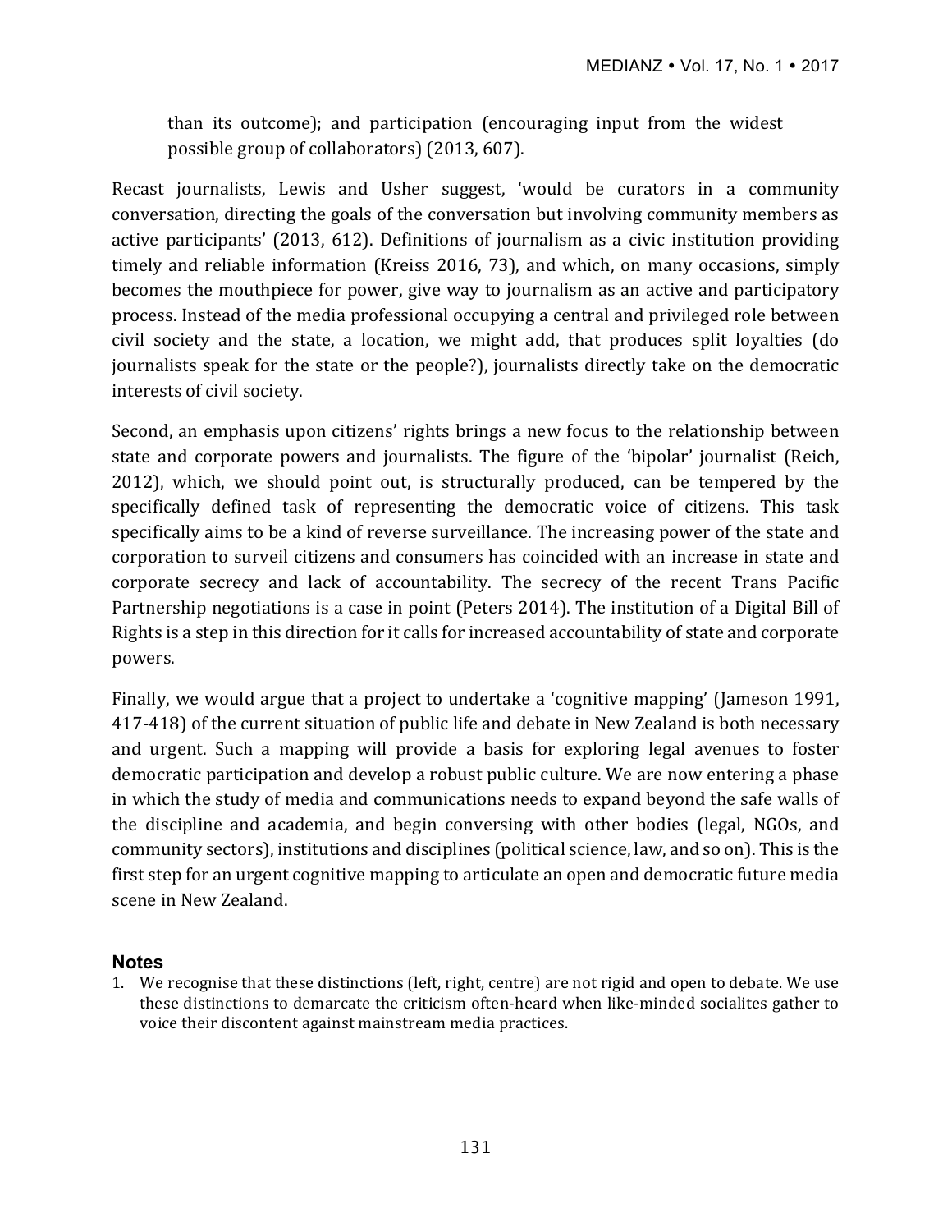> than its outcome); and participation (encouraging input from the widest possible group of collaborators) (2013, 607).

Recast journalists, Lewis and Usher suggest, 'would be curators in a community conversation, directing the goals of the conversation but involving community members as active participants' (2013, 612). Definitions of journalism as a civic institution providing timely and reliable information (Kreiss 2016, 73), and which, on many occasions, simply becomes the mouthpiece for power, give way to journalism as an active and participatory process. Instead of the media professional occupying a central and privileged role between civil society and the state, a location, we might add, that produces split loyalties (do journalists speak for the state or the people?), journalists directly take on the democratic interests of civil society.

Second, an emphasis upon citizens' rights brings a new focus to the relationship between state and corporate powers and journalists. The figure of the 'bipolar' journalist (Reich, 2012), which, we should point out, is structurally produced, can be tempered by the specifically defined task of representing the democratic voice of citizens. This task specifically aims to be a kind of reverse surveillance. The increasing power of the state and corporation to surveil citizens and consumers has coincided with an increase in state and corporate secrecy and lack of accountability. The secrecy of the recent Trans Pacific Partnership negotiations is a case in point (Peters 2014). The institution of a Digital Bill of Rights is a step in this direction for it calls for increased accountability of state and corporate powers.

Finally, we would argue that a project to undertake a 'cognitive mapping' (Jameson 1991, 417-418) of the current situation of public life and debate in New Zealand is both necessary and urgent. Such a mapping will provide a basis for exploring legal avenues to foster democratic participation and develop a robust public culture. We are now entering a phase in which the study of media and communications needs to expand beyond the safe walls of the discipline and academia, and begin conversing with other bodies (legal, NGOs, and community sectors), institutions and disciplines (political science, law, and so on). This is the first step for an urgent cognitive mapping to articulate an open and democratic future media scene in New Zealand.

## Notes

1. We recognise that these distinctions (left, right, centre) are not rigid and open to debate. We use these distinctions to demarcate the criticism often-heard when like-minded socialites gather to voice their discontent against mainstream media practices.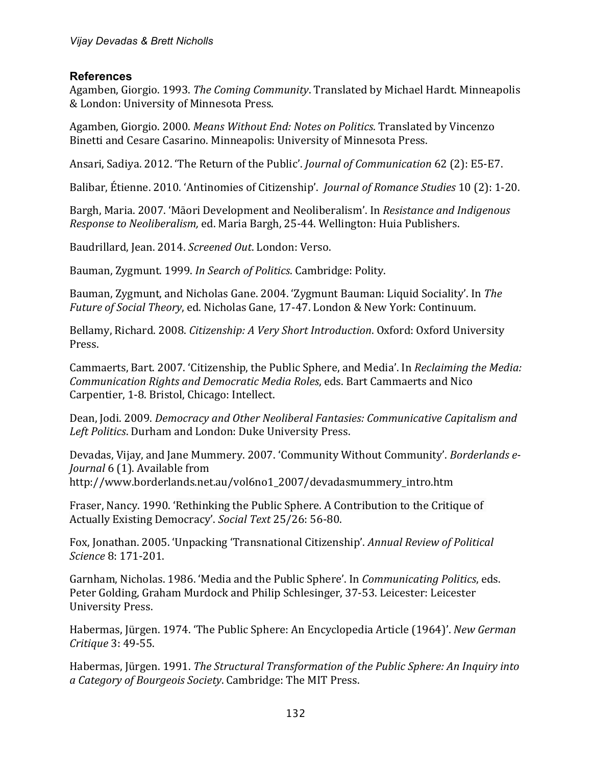## References

Agamben, Giorgio. 1993. *The Coming Community*. Translated by Michael Hardt. Minneapolis & London: University of Minnesota Press.

Agamben, Giorgio. 2000. *Means Without End: Notes on Politics*. Translated by Vincenzo Binetti and Cesare Casarino. Minneapolis: University of Minnesota Press.

Ansari, Sadiya. 2012. 'The Return of the Public'. *Journal of Communication* 62 (2): E5-E7.

Balibar, Étienne. 2010. 'Antinomies of Citizenship'. *Journal of Romance Studies* 10 (2): 1-20.

Bargh, Maria. 2007. 'Māori Development and Neoliberalism'. In *Resistance and Indigenous Response to Neoliberalism,* ed. Maria Bargh, 25-44. Wellington: Huia Publishers.

Baudrillard, Jean. 2014. *Screened Out*. London: Verso.

Bauman, Zygmunt. 1999. *In Search of Politics*. Cambridge: Polity.

Bauman, Zygmunt, and Nicholas Gane. 2004. 'Zygmunt Bauman: Liquid Sociality'. In *The Future of Social Theory*, ed. Nicholas Gane, 17-47. London & New York: Continuum.

Bellamy, Richard. 2008. *Citizenship: A Very Short Introduction*. Oxford: Oxford University Press.

Cammaerts, Bart. 2007. 'Citizenship, the Public Sphere, and Media'. In *Reclaiming the Media: Communication Rights and Democratic Media Roles*, eds. Bart Cammaerts and Nico Carpentier, 1-8. Bristol, Chicago: Intellect.

Dean, Jodi. 2009. *Democracy and Other Neoliberal Fantasies: Communicative Capitalism and Left Politics*. Durham and London: Duke University Press.

Devadas, Vijay, and Jane Mummery. 2007. 'Community Without Community'. *Borderlands e-Journal* 6 (1). Available from http://www.borderlands.net.au/vol6no1_2007/devadasmummery_intro.htm

Fraser, Nancy. 1990. 'Rethinking the Public Sphere. A Contribution to the Critique of Actually Existing Democracy'. *Social Text* 25/26: 56-80.

Fox, Jonathan. 2005. 'Unpacking 'Transnational Citizenship'. *Annual Review of Political Science* 8: 171-201.

Garnham, Nicholas. 1986. 'Media and the Public Sphere'. In *Communicating Politics*, eds. Peter Golding, Graham Murdock and Philip Schlesinger, 37-53. Leicester: Leicester University Press.

Habermas, Jürgen. 1974. 'The Public Sphere: An Encyclopedia Article (1964)'. *New German Critique* 3: 49-55.

Habermas, Jürgen. 1991. *The Structural Transformation of the Public Sphere: An Inquiry into a Category of Bourgeois Society*. Cambridge: The MIT Press.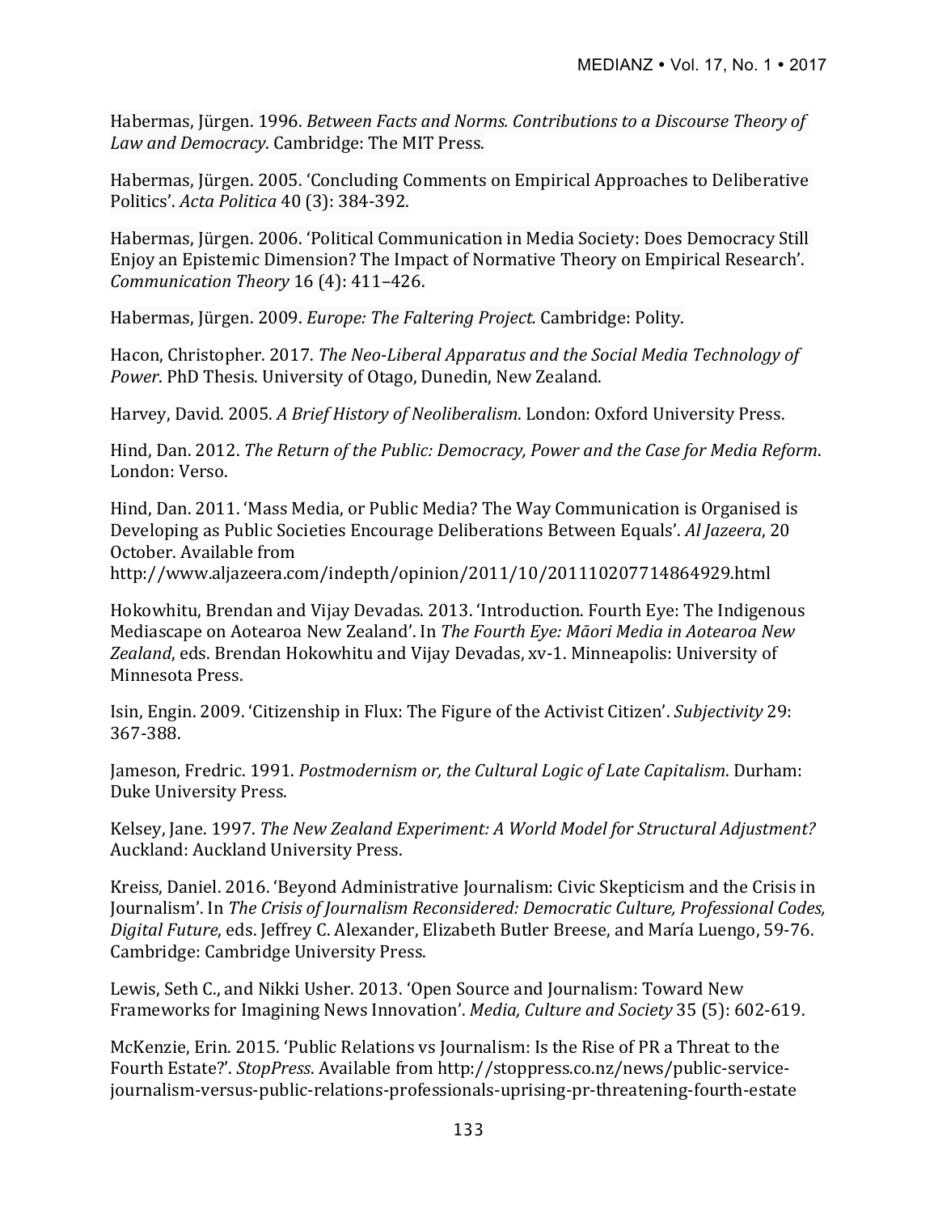Habermas, Jürgen. 1996. *Between Facts and Norms. Contributions to a Discourse Theory of Law and Democracy*. Cambridge: The MIT Press.

Habermas, Jürgen. 2005. 'Concluding Comments on Empirical Approaches to Deliberative Politics'. *Acta Politica* 40 (3): 384-392.

Habermas, Jürgen. 2006. 'Political Communication in Media Society: Does Democracy Still Enjoy an Epistemic Dimension? The Impact of Normative Theory on Empirical Research'. *Communication Theory* 16 (4): 411–426.

Habermas, Jürgen. 2009. *Europe: The Faltering Project.* Cambridge: Polity.

Hacon, Christopher. 2017. *The Neo-Liberal Apparatus and the Social Media Technology of Power*. PhD Thesis. University of Otago, Dunedin, New Zealand.

Harvey, David. 2005. *A Brief History of Neoliberalism*. London: Oxford University Press.

Hind, Dan. 2012. *The Return of the Public: Democracy, Power and the Case for Media Reform*. London: Verso.

Hind, Dan. 2011. 'Mass Media, or Public Media? The Way Communication is Organised is Developing as Public Societies Encourage Deliberations Between Equals'. *Al Jazeera*, 20 October. Available from http://www.aljazeera.com/indepth/opinion/2011/10/201110207714864929.html

Hokowhitu, Brendan and Vijay Devadas. 2013. 'Introduction. Fourth Eye: The Indigenous Mediascape on Aotearoa New Zealand'. In *The Fourth Eye: Māori Media in Aotearoa New Zealand*, eds. Brendan Hokowhitu and Vijay Devadas, xv-1. Minneapolis: University of Minnesota Press.

Isin, Engin. 2009. 'Citizenship in Flux: The Figure of the Activist Citizen'. *Subjectivity* 29: 367-388.

Jameson, Fredric. 1991. *Postmodernism or, the Cultural Logic of Late Capitalism*. Durham: Duke University Press.

Kelsey, Jane. 1997. *The New Zealand Experiment: A World Model for Structural Adjustment?* Auckland: Auckland University Press.

Kreiss, Daniel. 2016. 'Beyond Administrative Journalism: Civic Skepticism and the Crisis in Journalism'. In *The Crisis of Journalism Reconsidered: Democratic Culture, Professional Codes, Digital Future*, eds. Jeffrey C. Alexander, Elizabeth Butler Breese, and María Luengo, 59-76. Cambridge: Cambridge University Press.

Lewis, Seth C., and Nikki Usher. 2013. 'Open Source and Journalism: Toward New Frameworks for Imagining News Innovation'. *Media, Culture and Society* 35 (5): 602-619.

McKenzie, Erin. 2015. 'Public Relations vs Journalism: Is the Rise of PR a Threat to the Fourth Estate?'. *StopPress*. Available from http://stoppress.co.nz/news/public-service-journalism-versus-public-relations-professionals-uprising-pr-threatening-fourth-estate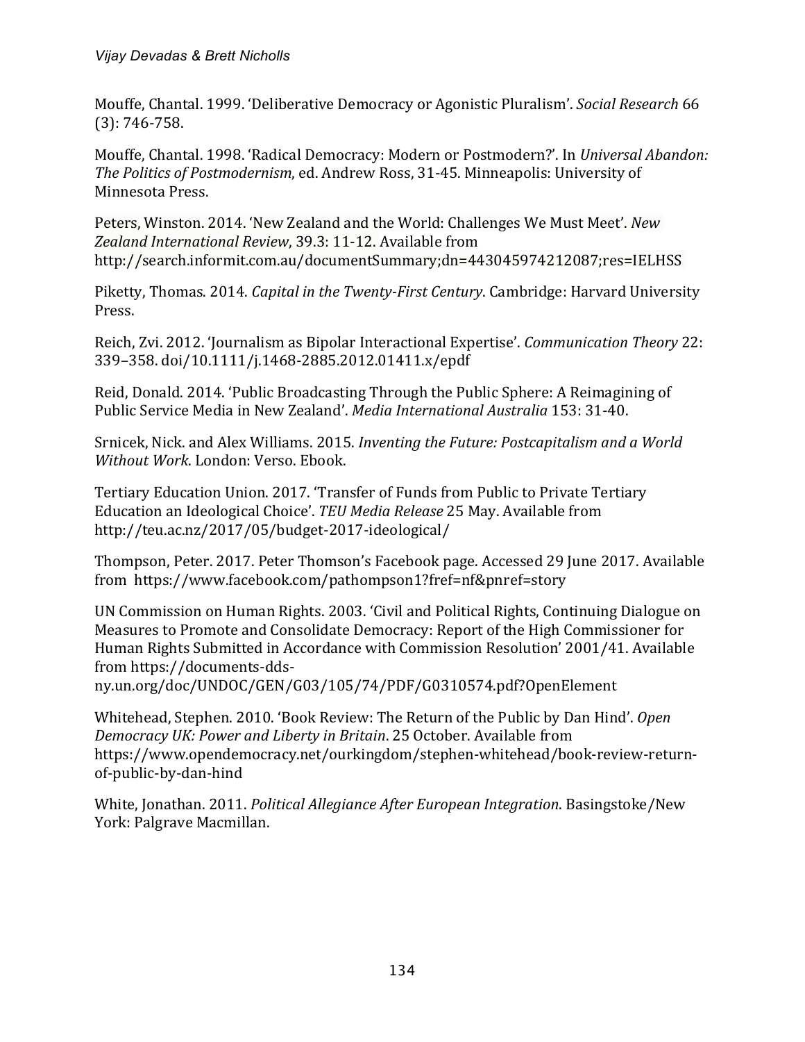Mouffe, Chantal. 1999. 'Deliberative Democracy or Agonistic Pluralism'. *Social Research* 66 (3): 746-758.

Mouffe, Chantal. 1998. 'Radical Democracy: Modern or Postmodern?'. In *Universal Abandon: The Politics of Postmodernism*, ed. Andrew Ross, 31-45. Minneapolis: University of Minnesota Press.

Peters, Winston. 2014. 'New Zealand and the World: Challenges We Must Meet'. *New Zealand International Review*, 39.3: 11-12. Available from http://search.informit.com.au/documentSummary;dn=443045974212087;res=IELHSS

Piketty, Thomas. 2014. *Capital in the Twenty-First Century*. Cambridge: Harvard University Press.

Reich, Zvi. 2012. 'Journalism as Bipolar Interactional Expertise'. *Communication Theory* 22: 339–358. doi/10.1111/j.1468-2885.2012.01411.x/epdf

Reid, Donald. 2014. 'Public Broadcasting Through the Public Sphere: A Reimagining of Public Service Media in New Zealand'. *Media International Australia* 153: 31-40.

Srnicek, Nick. and Alex Williams. 2015. *Inventing the Future: Postcapitalism and a World Without Work*. London: Verso. Ebook.

Tertiary Education Union. 2017. 'Transfer of Funds from Public to Private Tertiary Education an Ideological Choice'. *TEU Media Release* 25 May. Available from http://teu.ac.nz/2017/05/budget-2017-ideological/

Thompson, Peter. 2017. Peter Thomson's Facebook page. Accessed 29 June 2017. Available from https://www.facebook.com/pathompson1?fref=nf&pnref=story

UN Commission on Human Rights. 2003. 'Civil and Political Rights, Continuing Dialogue on Measures to Promote and Consolidate Democracy: Report of the High Commissioner for Human Rights Submitted in Accordance with Commission Resolution' 2001/41. Available from https://documents-dds-ny.un.org/doc/UNDOC/GEN/G03/105/74/PDF/G0310574.pdf?OpenElement

Whitehead, Stephen. 2010. 'Book Review: The Return of the Public by Dan Hind'. *Open Democracy UK: Power and Liberty in Britain*. 25 October. Available from https://www.opendemocracy.net/ourkingdom/stephen-whitehead/book-review-return-of-public-by-dan-hind

White, Jonathan. 2011. *Political Allegiance After European Integration*. Basingstoke/New York: Palgrave Macmillan.